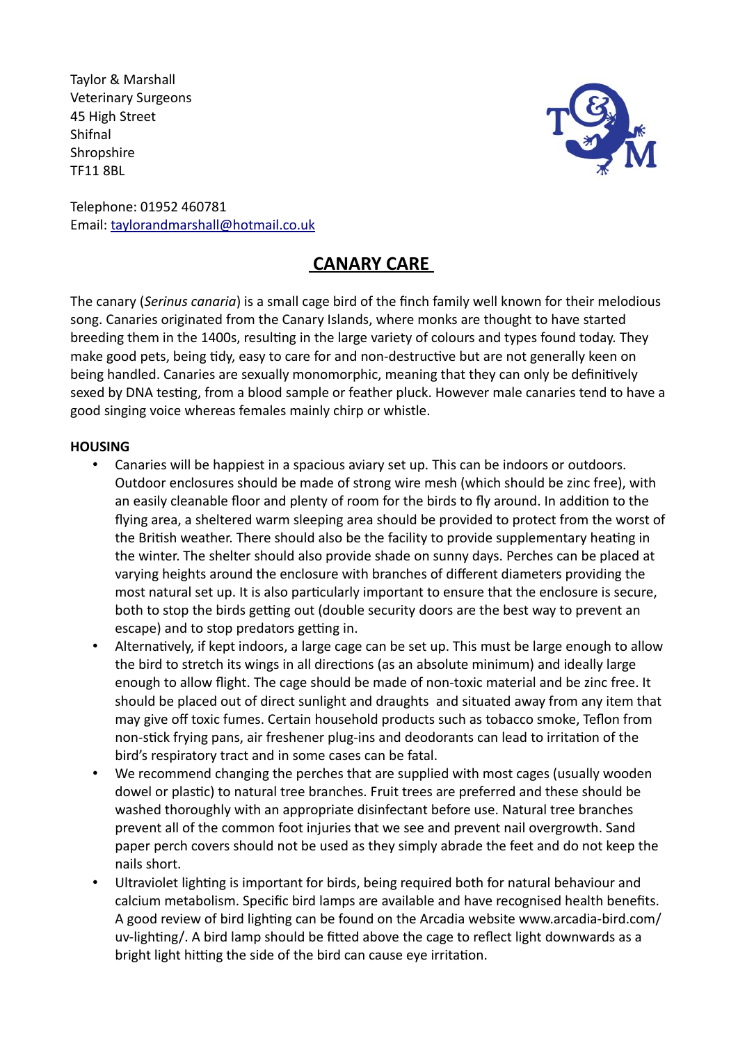Taylor & Marshall
Veterinary Surgeons
45 High Street
Shifnal
Shropshire
TF11 8BL

Telephone: 01952 460781
Email: taylorandmarshall@hotmail.co.uk

# CANARY CARE

The canary (*Serinus canaria*) is a small cage bird of the finch family well known for their melodious song. Canaries originated from the Canary Islands, where monks are thought to have started breeding them in the 1400s, resulting in the large variety of colours and types found today. They make good pets, being tidy, easy to care for and non-destructive but are not generally keen on being handled. Canaries are sexually monomorphic, meaning that they can only be definitively sexed by DNA testing, from a blood sample or feather pluck. However male canaries tend to have a good singing voice whereas females mainly chirp or whistle.

## HOUSING

- Canaries will be happiest in a spacious aviary set up. This can be indoors or outdoors. Outdoor enclosures should be made of strong wire mesh (which should be zinc free), with an easily cleanable floor and plenty of room for the birds to fly around. In addition to the flying area, a sheltered warm sleeping area should be provided to protect from the worst of the British weather. There should also be the facility to provide supplementary heating in the winter. The shelter should also provide shade on sunny days. Perches can be placed at varying heights around the enclosure with branches of different diameters providing the most natural set up. It is also particularly important to ensure that the enclosure is secure, both to stop the birds getting out (double security doors are the best way to prevent an escape) and to stop predators getting in.
- Alternatively, if kept indoors, a large cage can be set up. This must be large enough to allow the bird to stretch its wings in all directions (as an absolute minimum) and ideally large enough to allow flight. The cage should be made of non-toxic material and be zinc free. It should be placed out of direct sunlight and draughts and situated away from any item that may give off toxic fumes. Certain household products such as tobacco smoke, Teflon from non-stick frying pans, air freshener plug-ins and deodorants can lead to irritation of the bird's respiratory tract and in some cases can be fatal.
- We recommend changing the perches that are supplied with most cages (usually wooden dowel or plastic) to natural tree branches. Fruit trees are preferred and these should be washed thoroughly with an appropriate disinfectant before use. Natural tree branches prevent all of the common foot injuries that we see and prevent nail overgrowth. Sand paper perch covers should not be used as they simply abrade the feet and do not keep the nails short.
- Ultraviolet lighting is important for birds, being required both for natural behaviour and calcium metabolism. Specific bird lamps are available and have recognised health benefits. A good review of bird lighting can be found on the Arcadia website www.arcadia-bird.com/uv-lighting/. A bird lamp should be fitted above the cage to reflect light downwards as a bright light hitting the side of the bird can cause eye irritation.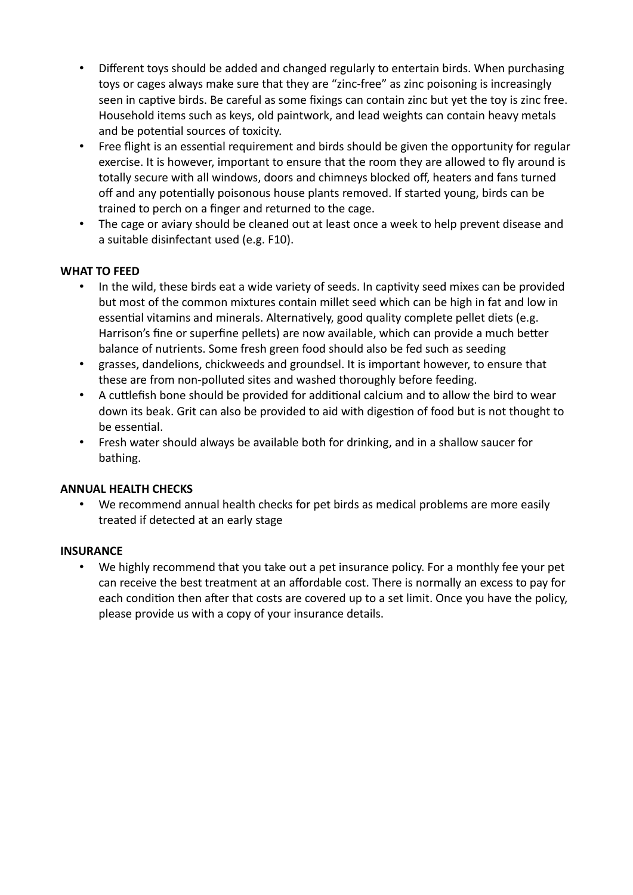- Different toys should be added and changed regularly to entertain birds. When purchasing toys or cages always make sure that they are "zinc-free" as zinc poisoning is increasingly seen in captive birds. Be careful as some fixings can contain zinc but yet the toy is zinc free. Household items such as keys, old paintwork, and lead weights can contain heavy metals and be potential sources of toxicity.
- Free flight is an essential requirement and birds should be given the opportunity for regular exercise. It is however, important to ensure that the room they are allowed to fly around is totally secure with all windows, doors and chimneys blocked off, heaters and fans turned off and any potentially poisonous house plants removed. If started young, birds can be trained to perch on a finger and returned to the cage.
- The cage or aviary should be cleaned out at least once a week to help prevent disease and a suitable disinfectant used (e.g. F10).

**WHAT TO FEED**

- In the wild, these birds eat a wide variety of seeds. In captivity seed mixes can be provided but most of the common mixtures contain millet seed which can be high in fat and low in essential vitamins and minerals. Alternatively, good quality complete pellet diets (e.g. Harrison's fine or superfine pellets) are now available, which can provide a much better balance of nutrients. Some fresh green food should also be fed such as seeding
- grasses, dandelions, chickweeds and groundsel. It is important however, to ensure that these are from non-polluted sites and washed thoroughly before feeding.
- A cuttlefish bone should be provided for additional calcium and to allow the bird to wear down its beak. Grit can also be provided to aid with digestion of food but is not thought to be essential.
- Fresh water should always be available both for drinking, and in a shallow saucer for bathing.

**ANNUAL HEALTH CHECKS**

- We recommend annual health checks for pet birds as medical problems are more easily treated if detected at an early stage

**INSURANCE**

- We highly recommend that you take out a pet insurance policy. For a monthly fee your pet can receive the best treatment at an affordable cost. There is normally an excess to pay for each condition then after that costs are covered up to a set limit. Once you have the policy, please provide us with a copy of your insurance details.